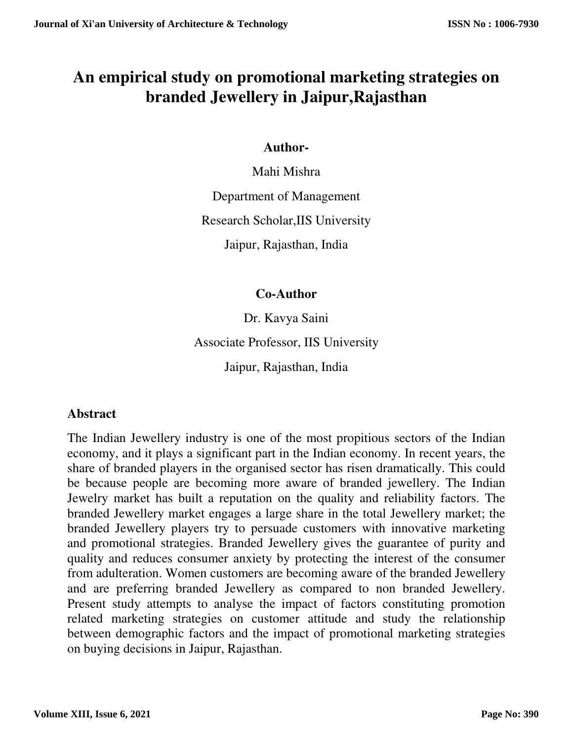# An empirical study on promotional marketing strategies on branded Jewellery in Jaipur,Rajasthan

**Author-**

Mahi Mishra

Department of Management

Research Scholar,IIS University

Jaipur, Rajasthan, India

**Co-Author**

Dr. Kavya Saini

Associate Professor, IIS University

Jaipur, Rajasthan, India

## Abstract

The Indian Jewellery industry is one of the most propitious sectors of the Indian economy, and it plays a significant part in the Indian economy. In recent years, the share of branded players in the organised sector has risen dramatically. This could be because people are becoming more aware of branded jewellery. The Indian Jewelry market has built a reputation on the quality and reliability factors. The branded Jewellery market engages a large share in the total Jewellery market; the branded Jewellery players try to persuade customers with innovative marketing and promotional strategies. Branded Jewellery gives the guarantee of purity and quality and reduces consumer anxiety by protecting the interest of the consumer from adulteration. Women customers are becoming aware of the branded Jewellery and are preferring branded Jewellery as compared to non branded Jewellery. Present study attempts to analyse the impact of factors constituting promotion related marketing strategies on customer attitude and study the relationship between demographic factors and the impact of promotional marketing strategies on buying decisions in Jaipur, Rajasthan.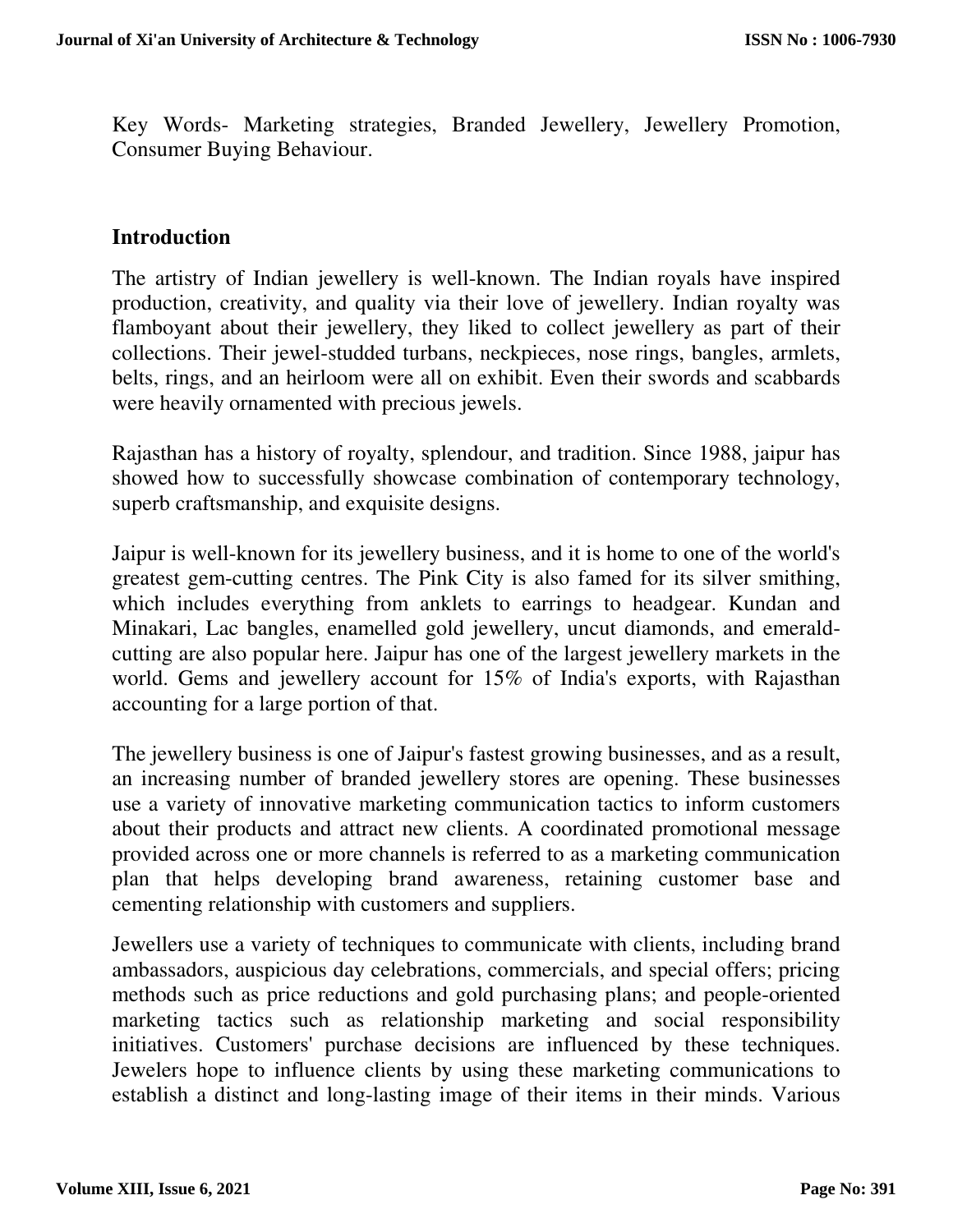Key Words- Marketing strategies, Branded Jewellery, Jewellery Promotion, Consumer Buying Behaviour.

## Introduction

The artistry of Indian jewellery is well-known. The Indian royals have inspired production, creativity, and quality via their love of jewellery. Indian royalty was flamboyant about their jewellery, they liked to collect jewellery as part of their collections. Their jewel-studded turbans, neckpieces, nose rings, bangles, armlets, belts, rings, and an heirloom were all on exhibit. Even their swords and scabbards were heavily ornamented with precious jewels.

Rajasthan has a history of royalty, splendour, and tradition. Since 1988, jaipur has showed how to successfully showcase combination of contemporary technology, superb craftsmanship, and exquisite designs.

Jaipur is well-known for its jewellery business, and it is home to one of the world's greatest gem-cutting centres. The Pink City is also famed for its silver smithing, which includes everything from anklets to earrings to headgear. Kundan and Minakari, Lac bangles, enamelled gold jewellery, uncut diamonds, and emerald-cutting are also popular here. Jaipur has one of the largest jewellery markets in the world. Gems and jewellery account for 15% of India's exports, with Rajasthan accounting for a large portion of that.

The jewellery business is one of Jaipur's fastest growing businesses, and as a result, an increasing number of branded jewellery stores are opening. These businesses use a variety of innovative marketing communication tactics to inform customers about their products and attract new clients. A coordinated promotional message provided across one or more channels is referred to as a marketing communication plan that helps developing brand awareness, retaining customer base and cementing relationship with customers and suppliers.

Jewellers use a variety of techniques to communicate with clients, including brand ambassadors, auspicious day celebrations, commercials, and special offers; pricing methods such as price reductions and gold purchasing plans; and people-oriented marketing tactics such as relationship marketing and social responsibility initiatives. Customers' purchase decisions are influenced by these techniques. Jewelers hope to influence clients by using these marketing communications to establish a distinct and long-lasting image of their items in their minds. Various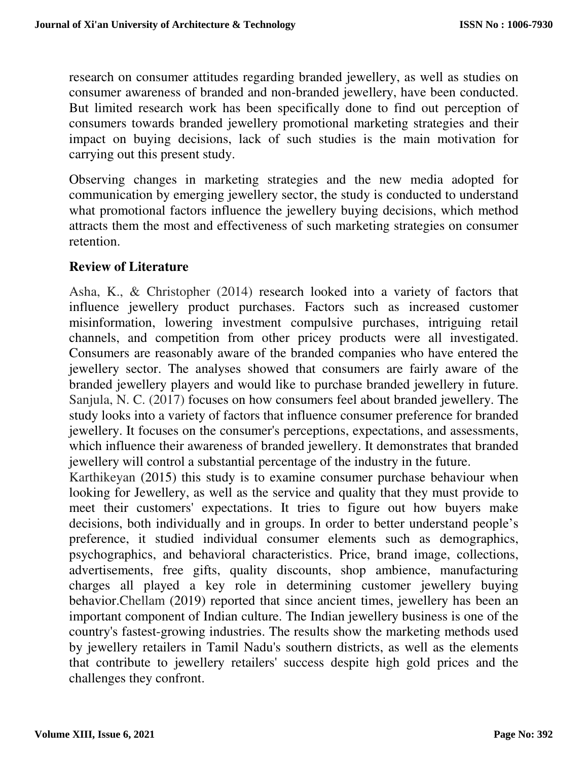research on consumer attitudes regarding branded jewellery, as well as studies on consumer awareness of branded and non-branded jewellery, have been conducted. But limited research work has been specifically done to find out perception of consumers towards branded jewellery promotional marketing strategies and their impact on buying decisions, lack of such studies is the main motivation for carrying out this present study.

Observing changes in marketing strategies and the new media adopted for communication by emerging jewellery sector, the study is conducted to understand what promotional factors influence the jewellery buying decisions, which method attracts them the most and effectiveness of such marketing strategies on consumer retention.

## Review of Literature

Asha, K., & Christopher (2014) research looked into a variety of factors that influence jewellery product purchases. Factors such as increased customer misinformation, lowering investment compulsive purchases, intriguing retail channels, and competition from other pricey products were all investigated. Consumers are reasonably aware of the branded companies who have entered the jewellery sector. The analyses showed that consumers are fairly aware of the branded jewellery players and would like to purchase branded jewellery in future. Sanjula, N. C. (2017) focuses on how consumers feel about branded jewellery. The study looks into a variety of factors that influence consumer preference for branded jewellery. It focuses on the consumer's perceptions, expectations, and assessments, which influence their awareness of branded jewellery. It demonstrates that branded jewellery will control a substantial percentage of the industry in the future.

Karthikeyan (2015) this study is to examine consumer purchase behaviour when looking for Jewellery, as well as the service and quality that they must provide to meet their customers' expectations. It tries to figure out how buyers make decisions, both individually and in groups. In order to better understand people's preference, it studied individual consumer elements such as demographics, psychographics, and behavioral characteristics. Price, brand image, collections, advertisements, free gifts, quality discounts, shop ambience, manufacturing charges all played a key role in determining customer jewellery buying behavior.Chellam (2019) reported that since ancient times, jewellery has been an important component of Indian culture. The Indian jewellery business is one of the country's fastest-growing industries. The results show the marketing methods used by jewellery retailers in Tamil Nadu's southern districts, as well as the elements that contribute to jewellery retailers' success despite high gold prices and the challenges they confront.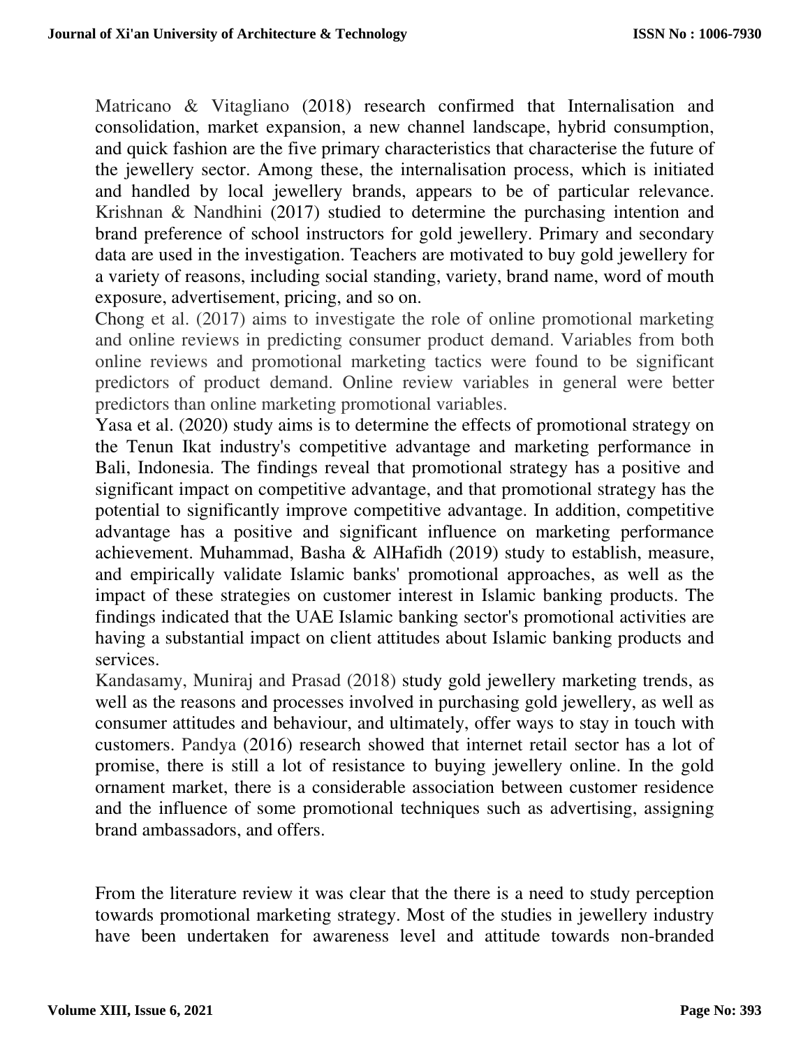Matricano & Vitagliano (2018) research confirmed that Internalisation and consolidation, market expansion, a new channel landscape, hybrid consumption, and quick fashion are the five primary characteristics that characterise the future of the jewellery sector. Among these, the internalisation process, which is initiated and handled by local jewellery brands, appears to be of particular relevance. Krishnan & Nandhini (2017) studied to determine the purchasing intention and brand preference of school instructors for gold jewellery. Primary and secondary data are used in the investigation. Teachers are motivated to buy gold jewellery for a variety of reasons, including social standing, variety, brand name, word of mouth exposure, advertisement, pricing, and so on.

Chong et al. (2017) aims to investigate the role of online promotional marketing and online reviews in predicting consumer product demand. Variables from both online reviews and promotional marketing tactics were found to be significant predictors of product demand. Online review variables in general were better predictors than online marketing promotional variables.

Yasa et al. (2020) study aims is to determine the effects of promotional strategy on the Tenun Ikat industry's competitive advantage and marketing performance in Bali, Indonesia. The findings reveal that promotional strategy has a positive and significant impact on competitive advantage, and that promotional strategy has the potential to significantly improve competitive advantage. In addition, competitive advantage has a positive and significant influence on marketing performance achievement. Muhammad, Basha & AlHafidh (2019) study to establish, measure, and empirically validate Islamic banks' promotional approaches, as well as the impact of these strategies on customer interest in Islamic banking products. The findings indicated that the UAE Islamic banking sector's promotional activities are having a substantial impact on client attitudes about Islamic banking products and services.

Kandasamy, Muniraj and Prasad (2018) study gold jewellery marketing trends, as well as the reasons and processes involved in purchasing gold jewellery, as well as consumer attitudes and behaviour, and ultimately, offer ways to stay in touch with customers. Pandya (2016) research showed that internet retail sector has a lot of promise, there is still a lot of resistance to buying jewellery online. In the gold ornament market, there is a considerable association between customer residence and the influence of some promotional techniques such as advertising, assigning brand ambassadors, and offers.

From the literature review it was clear that the there is a need to study perception towards promotional marketing strategy. Most of the studies in jewellery industry have been undertaken for awareness level and attitude towards non-branded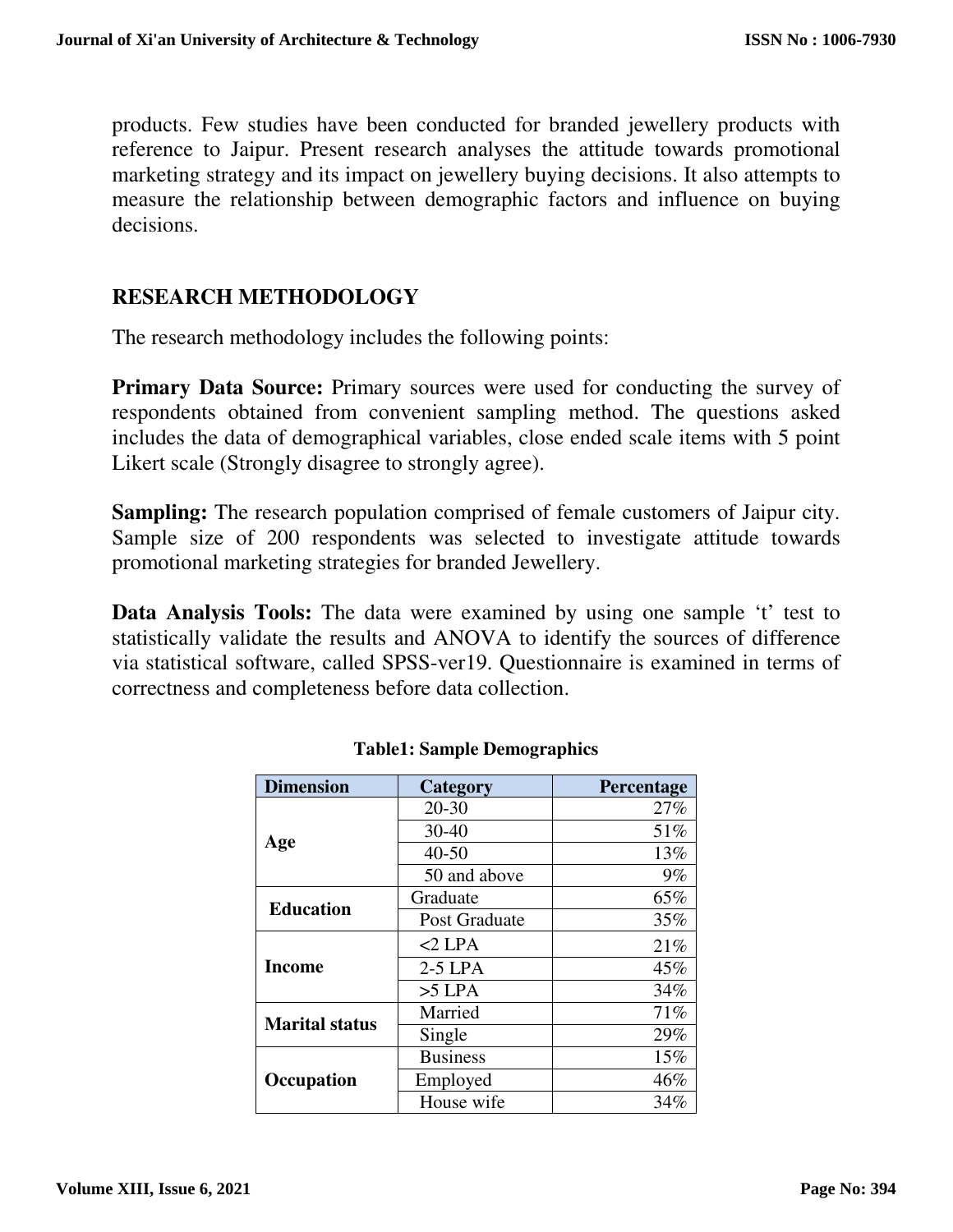products. Few studies have been conducted for branded jewellery products with reference to Jaipur. Present research analyses the attitude towards promotional marketing strategy and its impact on jewellery buying decisions. It also attempts to measure the relationship between demographic factors and influence on buying decisions.

## RESEARCH METHODOLOGY

The research methodology includes the following points:

**Primary Data Source:** Primary sources were used for conducting the survey of respondents obtained from convenient sampling method. The questions asked includes the data of demographical variables, close ended scale items with 5 point Likert scale (Strongly disagree to strongly agree).

**Sampling:** The research population comprised of female customers of Jaipur city. Sample size of 200 respondents was selected to investigate attitude towards promotional marketing strategies for branded Jewellery.

**Data Analysis Tools:** The data were examined by using one sample 't' test to statistically validate the results and ANOVA to identify the sources of difference via statistical software, called SPSS-ver19. Questionnaire is examined in terms of correctness and completeness before data collection.

**Table1: Sample Demographics**

| Dimension | Category | Percentage |
|---|---|---|
| Age | 20-30 | 27% |
| | 30-40 | 51% |
| | 40-50 | 13% |
| | 50 and above | 9% |
| Education | Graduate | 65% |
| | Post Graduate | 35% |
| Income | <2 LPA | 21% |
| | 2-5 LPA | 45% |
| | >5 LPA | 34% |
| Marital status | Married | 71% |
| | Single | 29% |
| Occupation | Business | 15% |
| | Employed | 46% |
| | House wife | 34% |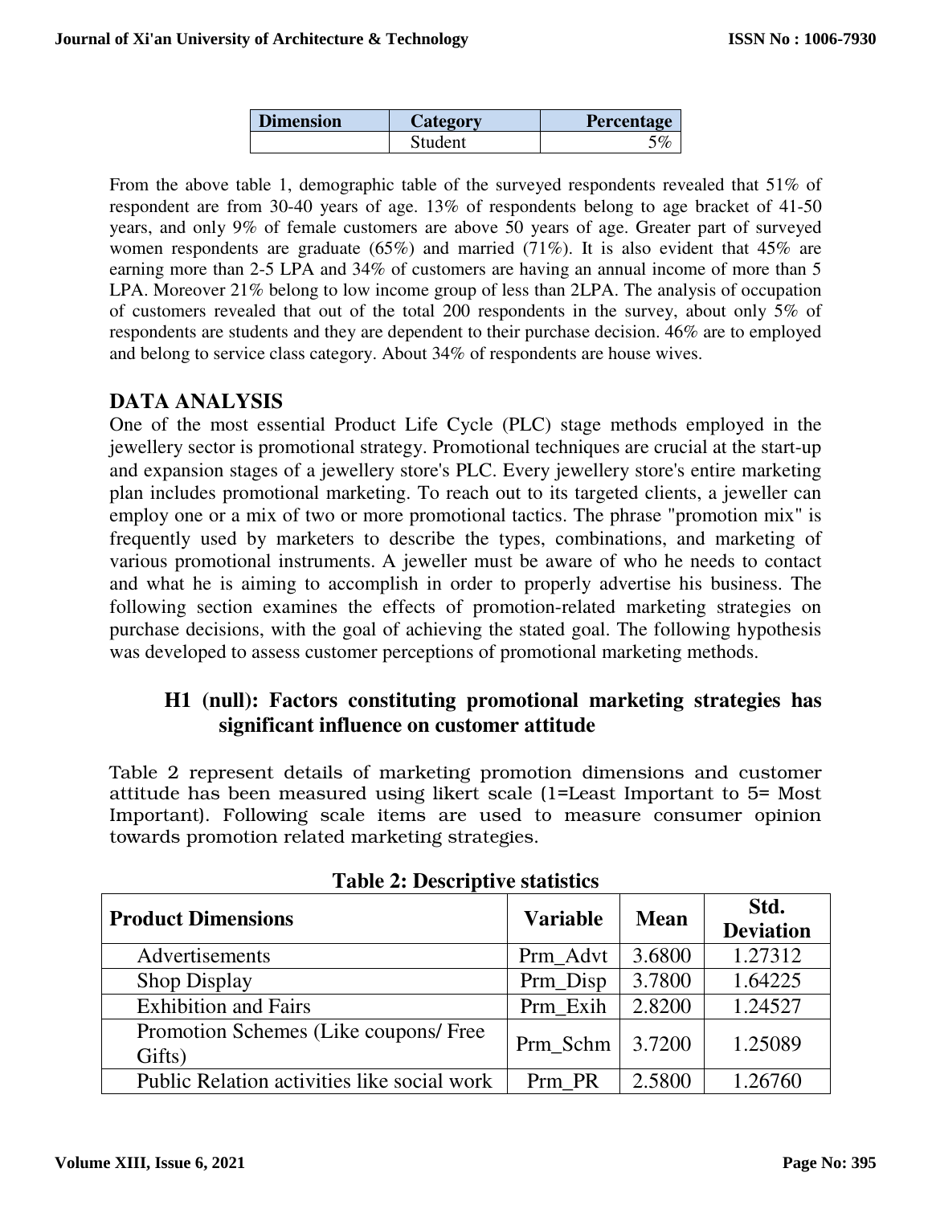| Dimension | Category | Percentage |
|---|---|---|
| | Student | 5% |

From the above table 1, demographic table of the surveyed respondents revealed that 51% of respondent are from 30-40 years of age. 13% of respondents belong to age bracket of 41-50 years, and only 9% of female customers are above 50 years of age. Greater part of surveyed women respondents are graduate (65%) and married (71%). It is also evident that 45% are earning more than 2-5 LPA and 34% of customers are having an annual income of more than 5 LPA. Moreover 21% belong to low income group of less than 2LPA. The analysis of occupation of customers revealed that out of the total 200 respondents in the survey, about only 5% of respondents are students and they are dependent to their purchase decision. 46% are to employed and belong to service class category. About 34% of respondents are house wives.

## DATA ANALYSIS

One of the most essential Product Life Cycle (PLC) stage methods employed in the jewellery sector is promotional strategy. Promotional techniques are crucial at the start-up and expansion stages of a jewellery store's PLC. Every jewellery store's entire marketing plan includes promotional marketing. To reach out to its targeted clients, a jeweller can employ one or a mix of two or more promotional tactics. The phrase "promotion mix" is frequently used by marketers to describe the types, combinations, and marketing of various promotional instruments. A jeweller must be aware of who he needs to contact and what he is aiming to accomplish in order to properly advertise his business. The following section examines the effects of promotion-related marketing strategies on purchase decisions, with the goal of achieving the stated goal. The following hypothesis was developed to assess customer perceptions of promotional marketing methods.

**H1 (null): Factors constituting promotional marketing strategies has significant influence on customer attitude**

Table 2 represent details of marketing promotion dimensions and customer attitude has been measured using likert scale (1=Least Important to 5= Most Important). Following scale items are used to measure consumer opinion towards promotion related marketing strategies.

**Table 2: Descriptive statistics**

| Product Dimensions | Variable | Mean | Std. Deviation |
|---|---|---|---|
| Advertisements | Prm_Advt | 3.6800 | 1.27312 |
| Shop Display | Prm_Disp | 3.7800 | 1.64225 |
| Exhibition and Fairs | Prm_Exih | 2.8200 | 1.24527 |
| Promotion Schemes (Like coupons/ Free Gifts) | Prm_Schm | 3.7200 | 1.25089 |
| Public Relation activities like social work | Prm_PR | 2.5800 | 1.26760 |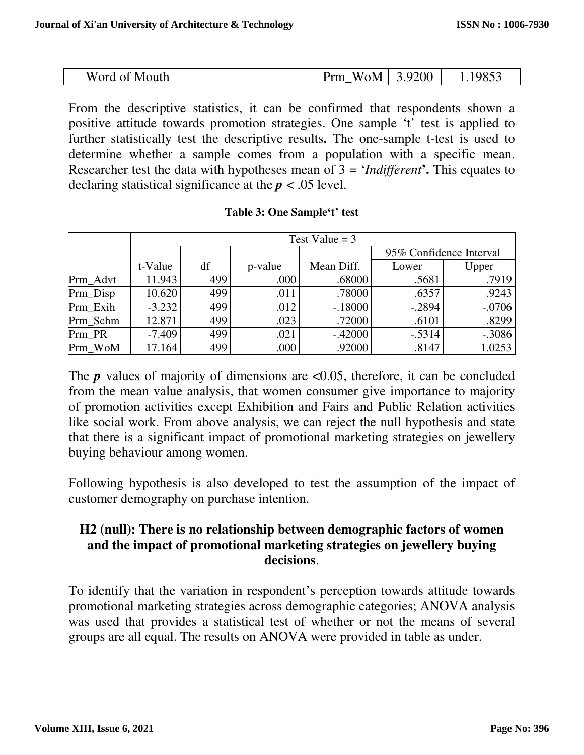| Word of Mouth | Prm_WoM | 3.9200 | 1.19853 |
|---|---|---|---|

From the descriptive statistics, it can be confirmed that respondents shown a positive attitude towards promotion strategies. One sample 't' test is applied to further statistically test the descriptive results**.** The one-sample t-test is used to determine whether a sample comes from a population with a specific mean. Researcher test the data with hypotheses mean of 3 = '*Indifferent*'**.** This equates to declaring statistical significance at the $p < .05$ level.

**Table 3: One Sample't' test**

| | Test Value = 3 | | | | | |
|---|---|---|---|---|---|---|
| | | | | | 95% Confidence Interval | |
| | t-Value | df | p-value | Mean Diff. | Lower | Upper |
| Prm_Advt | 11.943 | 499 | .000 | .68000 | .5681 | .7919 |
| Prm_Disp | 10.620 | 499 | .011 | .78000 | .6357 | .9243 |
| Prm_Exih | -3.232 | 499 | .012 | -.18000 | -.2894 | -.0706 |
| Prm_Schm | 12.871 | 499 | .023 | .72000 | .6101 | .8299 |
| Prm_PR | -7.409 | 499 | .021 | -.42000 | -.5314 | -.3086 |
| Prm_WoM | 17.164 | 499 | .000 | .92000 | .8147 | 1.0253 |

The $p$ values of majority of dimensions are <0.05, therefore, it can be concluded from the mean value analysis, that women consumer give importance to majority of promotion activities except Exhibition and Fairs and Public Relation activities like social work. From above analysis, we can reject the null hypothesis and state that there is a significant impact of promotional marketing strategies on jewellery buying behaviour among women.

Following hypothesis is also developed to test the assumption of the impact of customer demography on purchase intention.

**H2 (null): There is no relationship between demographic factors of women and the impact of promotional marketing strategies on jewellery buying decisions**.

To identify that the variation in respondent's perception towards attitude towards promotional marketing strategies across demographic categories; ANOVA analysis was used that provides a statistical test of whether or not the means of several groups are all equal. The results on ANOVA were provided in table as under.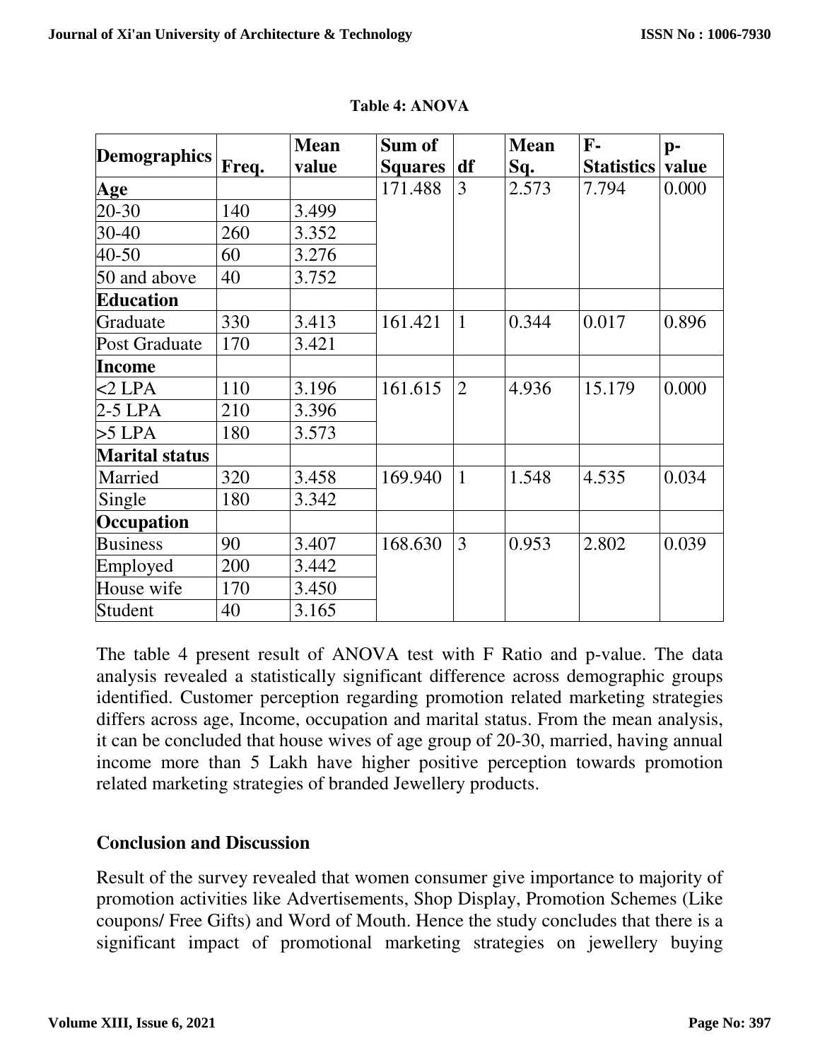**Table 4: ANOVA**

| Demographics | Freq. | Mean value | Sum of Squares | df | Mean Sq. | F-Statistics | p-value |
|---|---|---|---|---|---|---|---|
| **Age** | | | 171.488 | 3 | 2.573 | 7.794 | 0.000 |
| 20-30 | 140 | 3.499 | | | | | |
| 30-40 | 260 | 3.352 | | | | | |
| 40-50 | 60 | 3.276 | | | | | |
| 50 and above | 40 | 3.752 | | | | | |
| **Education** | | | | | | | |
| Graduate | 330 | 3.413 | 161.421 | 1 | 0.344 | 0.017 | 0.896 |
| Post Graduate | 170 | 3.421 | | | | | |
| **Income** | | | | | | | |
| <2 LPA | 110 | 3.196 | 161.615 | 2 | 4.936 | 15.179 | 0.000 |
| 2-5 LPA | 210 | 3.396 | | | | | |
| >5 LPA | 180 | 3.573 | | | | | |
| **Marital status** | | | | | | | |
| Married | 320 | 3.458 | 169.940 | 1 | 1.548 | 4.535 | 0.034 |
| Single | 180 | 3.342 | | | | | |
| **Occupation** | | | | | | | |
| Business | 90 | 3.407 | 168.630 | 3 | 0.953 | 2.802 | 0.039 |
| Employed | 200 | 3.442 | | | | | |
| House wife | 170 | 3.450 | | | | | |
| Student | 40 | 3.165 | | | | | |

The table 4 present result of ANOVA test with F Ratio and p-value. The data analysis revealed a statistically significant difference across demographic groups identified. Customer perception regarding promotion related marketing strategies differs across age, Income, occupation and marital status. From the mean analysis, it can be concluded that house wives of age group of 20-30, married, having annual income more than 5 Lakh have higher positive perception towards promotion related marketing strategies of branded Jewellery products.

## Conclusion and Discussion

Result of the survey revealed that women consumer give importance to majority of promotion activities like Advertisements, Shop Display, Promotion Schemes (Like coupons/ Free Gifts) and Word of Mouth. Hence the study concludes that there is a significant impact of promotional marketing strategies on jewellery buying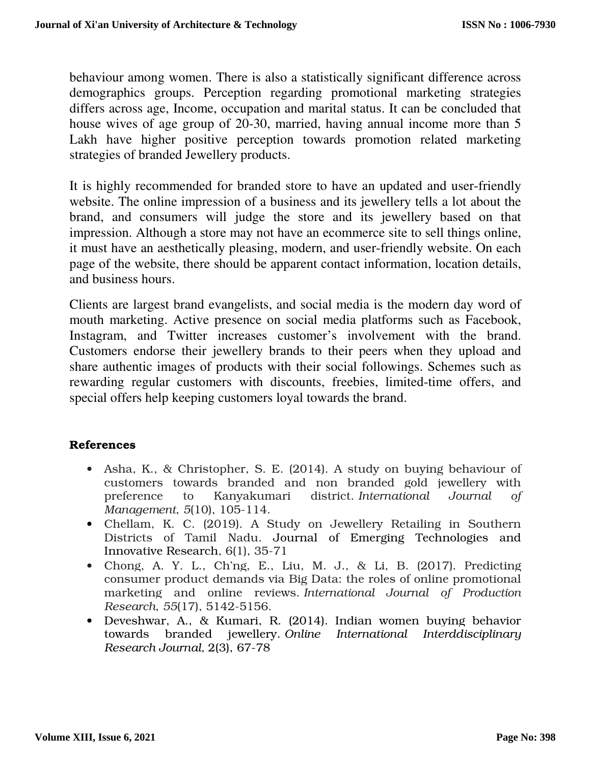behaviour among women. There is also a statistically significant difference across demographics groups. Perception regarding promotional marketing strategies differs across age, Income, occupation and marital status. It can be concluded that house wives of age group of 20-30, married, having annual income more than 5 Lakh have higher positive perception towards promotion related marketing strategies of branded Jewellery products.

It is highly recommended for branded store to have an updated and user-friendly website. The online impression of a business and its jewellery tells a lot about the brand, and consumers will judge the store and its jewellery based on that impression. Although a store may not have an ecommerce site to sell things online, it must have an aesthetically pleasing, modern, and user-friendly website. On each page of the website, there should be apparent contact information, location details, and business hours.

Clients are largest brand evangelists, and social media is the modern day word of mouth marketing. Active presence on social media platforms such as Facebook, Instagram, and Twitter increases customer's involvement with the brand. Customers endorse their jewellery brands to their peers when they upload and share authentic images of products with their social followings. Schemes such as rewarding regular customers with discounts, freebies, limited-time offers, and special offers help keeping customers loyal towards the brand.

## References

- Asha, K., & Christopher, S. E. (2014). A study on buying behaviour of customers towards branded and non branded gold jewellery with preference to Kanyakumari district. *International Journal of Management*, *5*(10), 105-114.
- Chellam, K. C. (2019). A Study on Jewellery Retailing in Southern Districts of Tamil Nadu. Journal of Emerging Technologies and Innovative Research, 6(1), 35-71
- Chong, A. Y. L., Ch'ng, E., Liu, M. J., & Li, B. (2017). Predicting consumer product demands via Big Data: the roles of online promotional marketing and online reviews. *International Journal of Production Research*, *55*(17), 5142-5156.
- Deveshwar, A., & Kumari, R. (2014). Indian women buying behavior towards branded jewellery. *Online International Interddisciplinary Research Journal,* 2(3), 67-78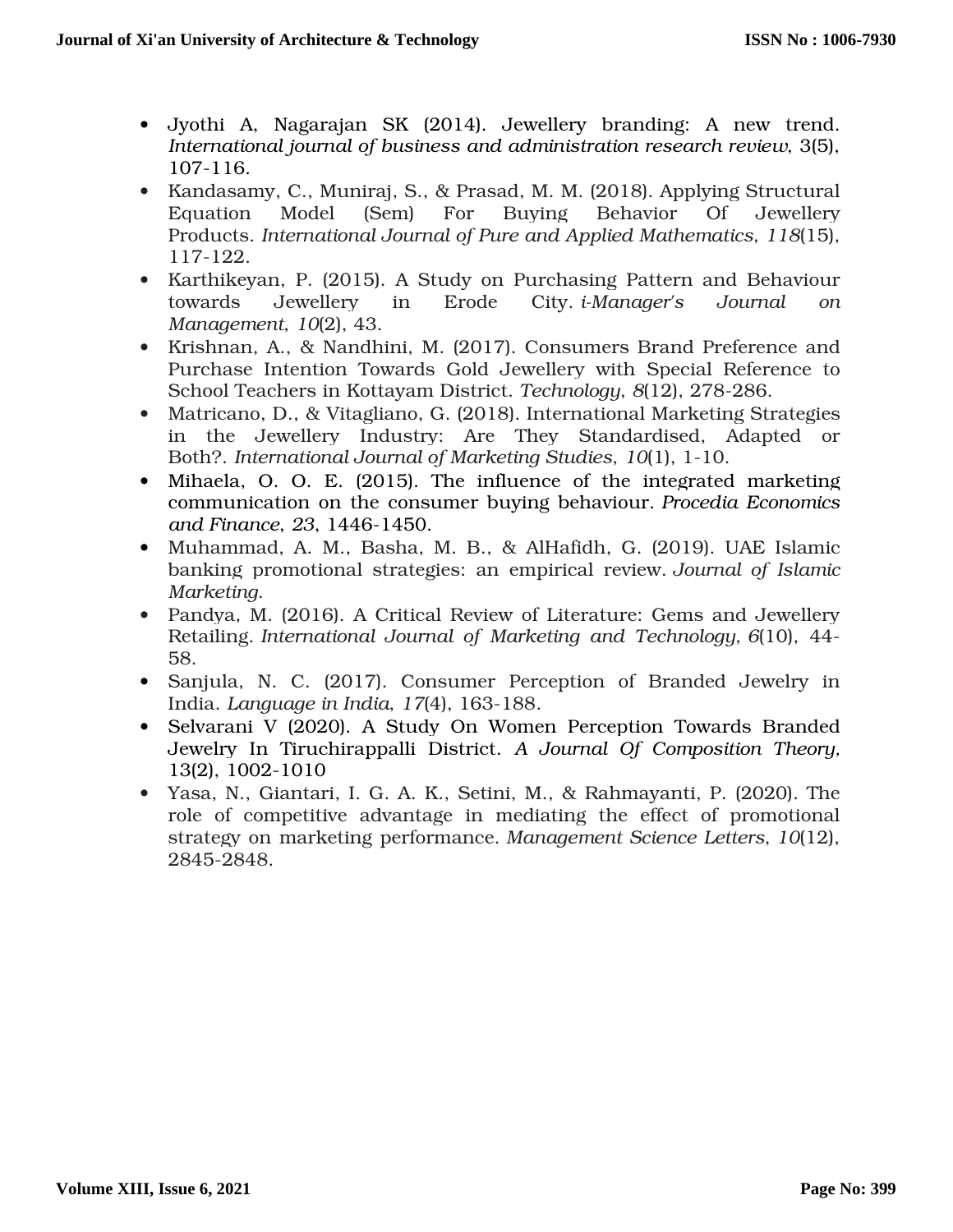- Jyothi A, Nagarajan SK (2014). Jewellery branding: A new trend. *International journal of business and administration research review*, 3(5), 107-116.
- Kandasamy, C., Muniraj, S., & Prasad, M. M. (2018). Applying Structural Equation Model (Sem) For Buying Behavior Of Jewellery Products. *International Journal of Pure and Applied Mathematics*, *118*(15), 117-122.
- Karthikeyan, P. (2015). A Study on Purchasing Pattern and Behaviour towards Jewellery in Erode City. *i-Manager's Journal on Management*, *10*(2), 43.
- Krishnan, A., & Nandhini, M. (2017). Consumers Brand Preference and Purchase Intention Towards Gold Jewellery with Special Reference to School Teachers in Kottayam District. *Technology*, *8*(12), 278-286.
- Matricano, D., & Vitagliano, G. (2018). International Marketing Strategies in the Jewellery Industry: Are They Standardised, Adapted or Both?. *International Journal of Marketing Studies*, *10*(1), 1-10.
- Mihaela, O. O. E. (2015). The influence of the integrated marketing communication on the consumer buying behaviour. *Procedia Economics and Finance*, *23*, 1446-1450.
- Muhammad, A. M., Basha, M. B., & AlHafidh, G. (2019). UAE Islamic banking promotional strategies: an empirical review. *Journal of Islamic Marketing*.
- Pandya, M. (2016). A Critical Review of Literature: Gems and Jewellery Retailing. *International Journal of Marketing and Technology*, *6*(10), 44-58.
- Sanjula, N. C. (2017). Consumer Perception of Branded Jewelry in India. *Language in India*, *17*(4), 163-188.
- Selvarani V (2020). A Study On Women Perception Towards Branded Jewelry In Tiruchirappalli District. *A Journal Of Composition Theory*, 13(2), 1002-1010
- Yasa, N., Giantari, I. G. A. K., Setini, M., & Rahmayanti, P. (2020). The role of competitive advantage in mediating the effect of promotional strategy on marketing performance. *Management Science Letters*, *10*(12), 2845-2848.